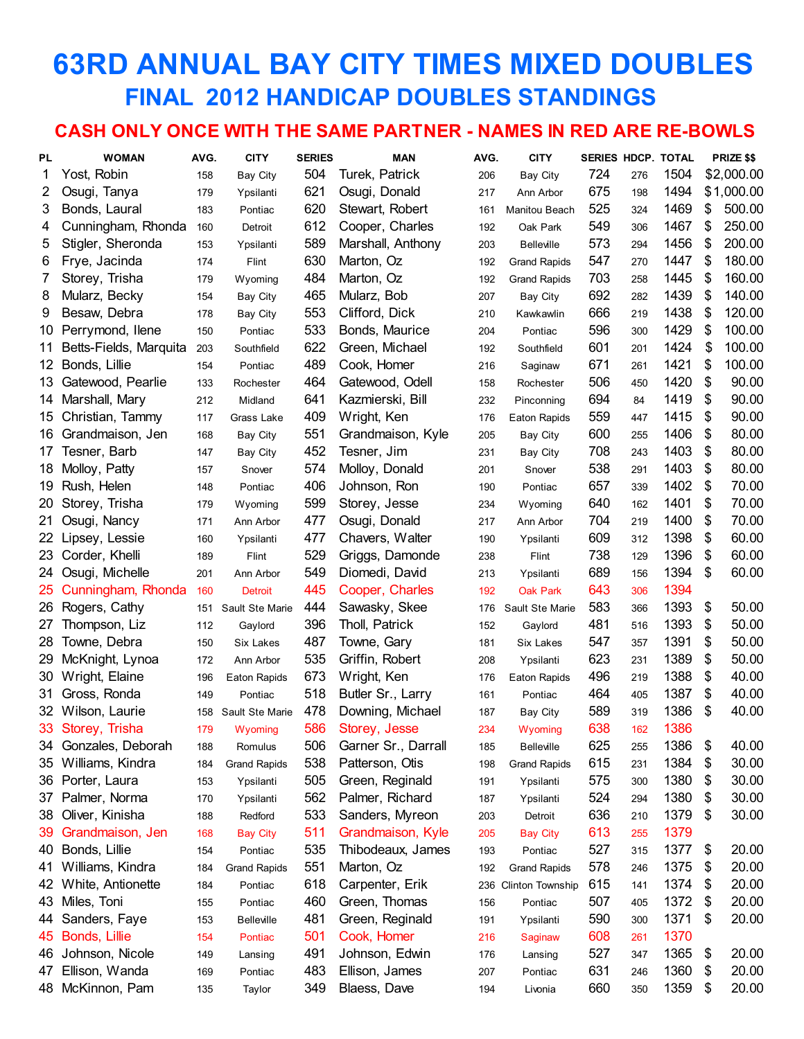# 63RD ANNUAL BAY CITY TIMES MIXED DOUBLES

## FINAL 2012 HANDICAP DOUBLES STANDINGS

### CASH ONLY ONCE WITH THE SAME PARTNER - NAMES IN RED ARE RE-BOWLS

| PL | WOMAN | AVG. | CITY | SERIES | MAN | AVG. | CITY | SERIES | HDCP. | TOTAL | PRIZE $$ |
|---|---|---|---|---|---|---|---|---|---|---|---|
| 1 | Yost, Robin | 158 | Bay City | 504 | Turek, Patrick | 206 | Bay City | 724 | 276 | 1504 | $2,000.00 |
| 2 | Osugi, Tanya | 179 | Ypsilanti | 621 | Osugi, Donald | 217 | Ann Arbor | 675 | 198 | 1494 | $1,000.00 |
| 3 | Bonds, Laural | 183 | Pontiac | 620 | Stewart, Robert | 161 | Manitou Beach | 525 | 324 | 1469 | $ 500.00 |
| 4 | Cunningham, Rhonda | 160 | Detroit | 612 | Cooper, Charles | 192 | Oak Park | 549 | 306 | 1467 | $ 250.00 |
| 5 | Stigler, Sheronda | 153 | Ypsilanti | 589 | Marshall, Anthony | 203 | Belleville | 573 | 294 | 1456 | $ 200.00 |
| 6 | Frye, Jacinda | 174 | Flint | 630 | Marton, Oz | 192 | Grand Rapids | 547 | 270 | 1447 | $ 180.00 |
| 7 | Storey, Trisha | 179 | Wyoming | 484 | Marton, Oz | 192 | Grand Rapids | 703 | 258 | 1445 | $ 160.00 |
| 8 | Mularz, Becky | 154 | Bay City | 465 | Mularz, Bob | 207 | Bay City | 692 | 282 | 1439 | $ 140.00 |
| 9 | Besaw, Debra | 178 | Bay City | 553 | Clifford, Dick | 210 | Kawkawlin | 666 | 219 | 1438 | $ 120.00 |
| 10 | Perrymond, Ilene | 150 | Pontiac | 533 | Bonds, Maurice | 204 | Pontiac | 596 | 300 | 1429 | $ 100.00 |
| 11 | Betts-Fields, Marquita | 203 | Southfield | 622 | Green, Michael | 192 | Southfield | 601 | 201 | 1424 | $ 100.00 |
| 12 | Bonds, Lillie | 154 | Pontiac | 489 | Cook, Homer | 216 | Saginaw | 671 | 261 | 1421 | $ 100.00 |
| 13 | Gatewood, Pearlie | 133 | Rochester | 464 | Gatewood, Odell | 158 | Rochester | 506 | 450 | 1420 | $ 90.00 |
| 14 | Marshall, Mary | 212 | Midland | 641 | Kazmierski, Bill | 232 | Pinconning | 694 | 84 | 1419 | $ 90.00 |
| 15 | Christian, Tammy | 117 | Grass Lake | 409 | Wright, Ken | 176 | Eaton Rapids | 559 | 447 | 1415 | $ 90.00 |
| 16 | Grandmaison, Jen | 168 | Bay City | 551 | Grandmaison, Kyle | 205 | Bay City | 600 | 255 | 1406 | $ 80.00 |
| 17 | Tesner, Barb | 147 | Bay City | 452 | Tesner, Jim | 231 | Bay City | 708 | 243 | 1403 | $ 80.00 |
| 18 | Molloy, Patty | 157 | Snover | 574 | Molloy, Donald | 201 | Snover | 538 | 291 | 1403 | $ 80.00 |
| 19 | Rush, Helen | 148 | Pontiac | 406 | Johnson, Ron | 190 | Pontiac | 657 | 339 | 1402 | $ 70.00 |
| 20 | Storey, Trisha | 179 | Wyoming | 599 | Storey, Jesse | 234 | Wyoming | 640 | 162 | 1401 | $ 70.00 |
| 21 | Osugi, Nancy | 171 | Ann Arbor | 477 | Osugi, Donald | 217 | Ann Arbor | 704 | 219 | 1400 | $ 70.00 |
| 22 | Lipsey, Lessie | 160 | Ypsilanti | 477 | Chavers, Walter | 190 | Ypsilanti | 609 | 312 | 1398 | $ 60.00 |
| 23 | Corder, Khelli | 189 | Flint | 529 | Griggs, Damonde | 238 | Flint | 738 | 129 | 1396 | $ 60.00 |
| 24 | Osugi, Michelle | 201 | Ann Arbor | 549 | Diomedi, David | 213 | Ypsilanti | 689 | 156 | 1394 | $ 60.00 |
| 25 | Cunningham, Rhonda | 160 | Detroit | 445 | Cooper, Charles | 192 | Oak Park | 643 | 306 | 1394 | |
| 26 | Rogers, Cathy | 151 | Sault Ste Marie | 444 | Sawasky, Skee | 176 | Sault Ste Marie | 583 | 366 | 1393 | $ 50.00 |
| 27 | Thompson, Liz | 112 | Gaylord | 396 | Tholl, Patrick | 152 | Gaylord | 481 | 516 | 1393 | $ 50.00 |
| 28 | Towne, Debra | 150 | Six Lakes | 487 | Towne, Gary | 181 | Six Lakes | 547 | 357 | 1391 | $ 50.00 |
| 29 | McKnight, Lynoa | 172 | Ann Arbor | 535 | Griffin, Robert | 208 | Ypsilanti | 623 | 231 | 1389 | $ 50.00 |
| 30 | Wright, Elaine | 196 | Eaton Rapids | 673 | Wright, Ken | 176 | Eaton Rapids | 496 | 219 | 1388 | $ 40.00 |
| 31 | Gross, Ronda | 149 | Pontiac | 518 | Butler Sr., Larry | 161 | Pontiac | 464 | 405 | 1387 | $ 40.00 |
| 32 | Wilson, Laurie | 158 | Sault Ste Marie | 478 | Downing, Michael | 187 | Bay City | 589 | 319 | 1386 | $ 40.00 |
| 33 | Storey, Trisha | 179 | Wyoming | 586 | Storey, Jesse | 234 | Wyoming | 638 | 162 | 1386 | |
| 34 | Gonzales, Deborah | 188 | Romulus | 506 | Garner Sr., Darrall | 185 | Belleville | 625 | 255 | 1386 | $ 40.00 |
| 35 | Williams, Kindra | 184 | Grand Rapids | 538 | Patterson, Otis | 198 | Grand Rapids | 615 | 231 | 1384 | $ 30.00 |
| 36 | Porter, Laura | 153 | Ypsilanti | 505 | Green, Reginald | 191 | Ypsilanti | 575 | 300 | 1380 | $ 30.00 |
| 37 | Palmer, Norma | 170 | Ypsilanti | 562 | Palmer, Richard | 187 | Ypsilanti | 524 | 294 | 1380 | $ 30.00 |
| 38 | Oliver, Kinisha | 188 | Redford | 533 | Sanders, Myreon | 203 | Detroit | 636 | 210 | 1379 | $ 30.00 |
| 39 | Grandmaison, Jen | 168 | Bay City | 511 | Grandmaison, Kyle | 205 | Bay City | 613 | 255 | 1379 | |
| 40 | Bonds, Lillie | 154 | Pontiac | 535 | Thibodeaux, James | 193 | Pontiac | 527 | 315 | 1377 | $ 20.00 |
| 41 | Williams, Kindra | 184 | Grand Rapids | 551 | Marton, Oz | 192 | Grand Rapids | 578 | 246 | 1375 | $ 20.00 |
| 42 | White, Antionette | 184 | Pontiac | 618 | Carpenter, Erik | 236 | Clinton Township | 615 | 141 | 1374 | $ 20.00 |
| 43 | Miles, Toni | 155 | Pontiac | 460 | Green, Thomas | 156 | Pontiac | 507 | 405 | 1372 | $ 20.00 |
| 44 | Sanders, Faye | 153 | Belleville | 481 | Green, Reginald | 191 | Ypsilanti | 590 | 300 | 1371 | $ 20.00 |
| 45 | Bonds, Lillie | 154 | Pontiac | 501 | Cook, Homer | 216 | Saginaw | 608 | 261 | 1370 | |
| 46 | Johnson, Nicole | 149 | Lansing | 491 | Johnson, Edwin | 176 | Lansing | 527 | 347 | 1365 | $ 20.00 |
| 47 | Ellison, Wanda | 169 | Pontiac | 483 | Ellison, James | 207 | Pontiac | 631 | 246 | 1360 | $ 20.00 |
| 48 | McKinnon, Pam | 135 | Taylor | 349 | Blaess, Dave | 194 | Livonia | 660 | 350 | 1359 | $ 20.00 |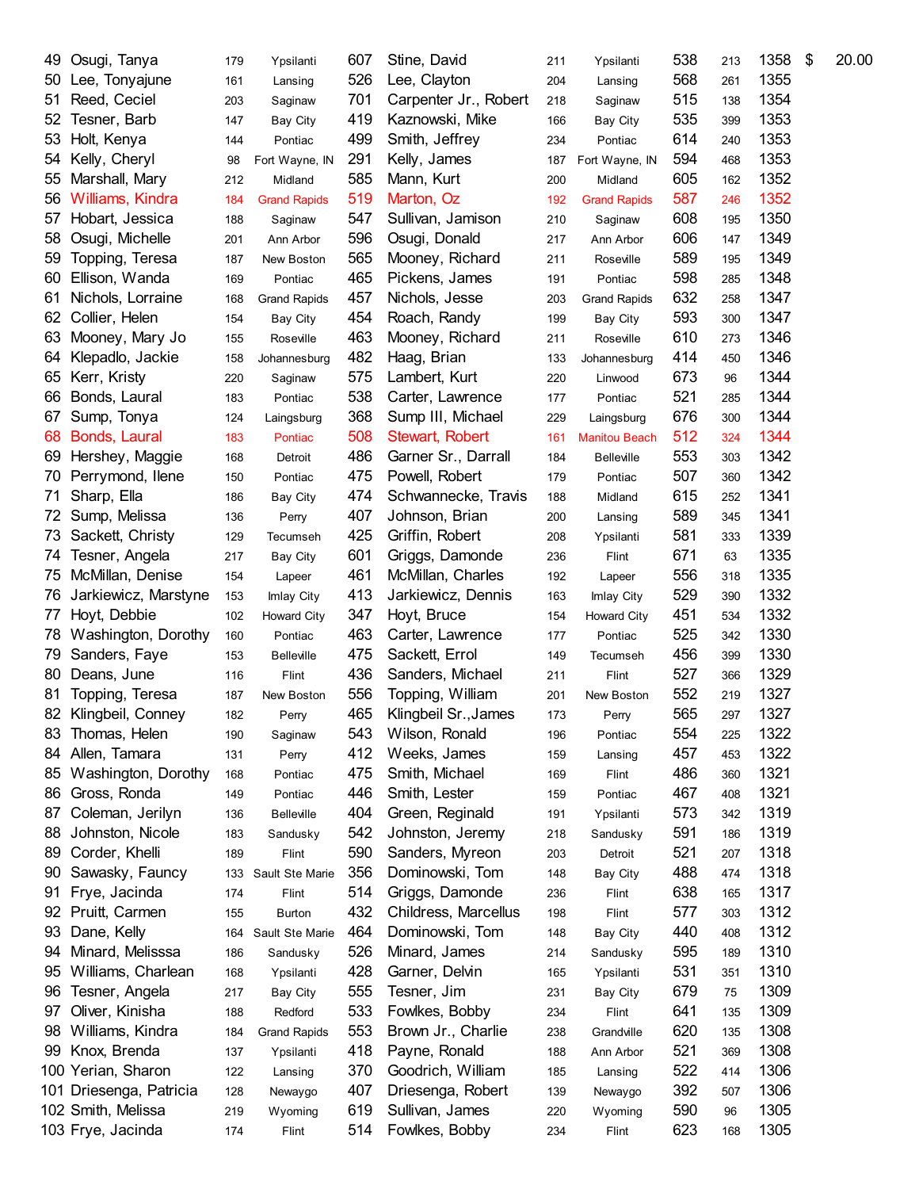| | | | | | | | | | | | |
|---|---|---|---|---|---|---|---|---|---|---|---|
| 49 | Osugi, Tanya | 179 | Ypsilanti | 607 | Stine, David | 211 | Ypsilanti | 538 | 213 | 1358 | $ 20.00 |
| 50 | Lee, Tonyajune | 161 | Lansing | 526 | Lee, Clayton | 204 | Lansing | 568 | 261 | 1355 | |
| 51 | Reed, Ceciel | 203 | Saginaw | 701 | Carpenter Jr., Robert | 218 | Saginaw | 515 | 138 | 1354 | |
| 52 | Tesner, Barb | 147 | Bay City | 419 | Kaznowski, Mike | 166 | Bay City | 535 | 399 | 1353 | |
| 53 | Holt, Kenya | 144 | Pontiac | 499 | Smith, Jeffrey | 234 | Pontiac | 614 | 240 | 1353 | |
| 54 | Kelly, Cheryl | 98 | Fort Wayne, IN | 291 | Kelly, James | 187 | Fort Wayne, IN | 594 | 468 | 1353 | |
| 55 | Marshall, Mary | 212 | Midland | 585 | Mann, Kurt | 200 | Midland | 605 | 162 | 1352 | |
| 56 | Williams, Kindra | 184 | Grand Rapids | 519 | Marton, Oz | 192 | Grand Rapids | 587 | 246 | 1352 | |
| 57 | Hobart, Jessica | 188 | Saginaw | 547 | Sullivan, Jamison | 210 | Saginaw | 608 | 195 | 1350 | |
| 58 | Osugi, Michelle | 201 | Ann Arbor | 596 | Osugi, Donald | 217 | Ann Arbor | 606 | 147 | 1349 | |
| 59 | Topping, Teresa | 187 | New Boston | 565 | Mooney, Richard | 211 | Roseville | 589 | 195 | 1349 | |
| 60 | Ellison, Wanda | 169 | Pontiac | 465 | Pickens, James | 191 | Pontiac | 598 | 285 | 1348 | |
| 61 | Nichols, Lorraine | 168 | Grand Rapids | 457 | Nichols, Jesse | 203 | Grand Rapids | 632 | 258 | 1347 | |
| 62 | Collier, Helen | 154 | Bay City | 454 | Roach, Randy | 199 | Bay City | 593 | 300 | 1347 | |
| 63 | Mooney, Mary Jo | 155 | Roseville | 463 | Mooney, Richard | 211 | Roseville | 610 | 273 | 1346 | |
| 64 | Klepadlo, Jackie | 158 | Johannesburg | 482 | Haag, Brian | 133 | Johannesburg | 414 | 450 | 1346 | |
| 65 | Kerr, Kristy | 220 | Saginaw | 575 | Lambert, Kurt | 220 | Linwood | 673 | 96 | 1344 | |
| 66 | Bonds, Laural | 183 | Pontiac | 538 | Carter, Lawrence | 177 | Pontiac | 521 | 285 | 1344 | |
| 67 | Sump, Tonya | 124 | Laingsburg | 368 | Sump III, Michael | 229 | Laingsburg | 676 | 300 | 1344 | |
| 68 | Bonds, Laural | 183 | Pontiac | 508 | Stewart, Robert | 161 | Manitou Beach | 512 | 324 | 1344 | |
| 69 | Hershey, Maggie | 168 | Detroit | 486 | Garner Sr., Darrall | 184 | Belleville | 553 | 303 | 1342 | |
| 70 | Perrymond, Ilene | 150 | Pontiac | 475 | Powell, Robert | 179 | Pontiac | 507 | 360 | 1342 | |
| 71 | Sharp, Ella | 186 | Bay City | 474 | Schwannecke, Travis | 188 | Midland | 615 | 252 | 1341 | |
| 72 | Sump, Melissa | 136 | Perry | 407 | Johnson, Brian | 200 | Lansing | 589 | 345 | 1341 | |
| 73 | Sackett, Christy | 129 | Tecumseh | 425 | Griffin, Robert | 208 | Ypsilanti | 581 | 333 | 1339 | |
| 74 | Tesner, Angela | 217 | Bay City | 601 | Griggs, Damonde | 236 | Flint | 671 | 63 | 1335 | |
| 75 | McMillan, Denise | 154 | Lapeer | 461 | McMillan, Charles | 192 | Lapeer | 556 | 318 | 1335 | |
| 76 | Jarkiewicz, Marstyne | 153 | Imlay City | 413 | Jarkiewicz, Dennis | 163 | Imlay City | 529 | 390 | 1332 | |
| 77 | Hoyt, Debbie | 102 | Howard City | 347 | Hoyt, Bruce | 154 | Howard City | 451 | 534 | 1332 | |
| 78 | Washington, Dorothy | 160 | Pontiac | 463 | Carter, Lawrence | 177 | Pontiac | 525 | 342 | 1330 | |
| 79 | Sanders, Faye | 153 | Belleville | 475 | Sackett, Errol | 149 | Tecumseh | 456 | 399 | 1330 | |
| 80 | Deans, June | 116 | Flint | 436 | Sanders, Michael | 211 | Flint | 527 | 366 | 1329 | |
| 81 | Topping, Teresa | 187 | New Boston | 556 | Topping, William | 201 | New Boston | 552 | 219 | 1327 | |
| 82 | Klingbeil, Conney | 182 | Perry | 465 | Klingbeil Sr.,James | 173 | Perry | 565 | 297 | 1327 | |
| 83 | Thomas, Helen | 190 | Saginaw | 543 | Wilson, Ronald | 196 | Pontiac | 554 | 225 | 1322 | |
| 84 | Allen, Tamara | 131 | Perry | 412 | Weeks, James | 159 | Lansing | 457 | 453 | 1322 | |
| 85 | Washington, Dorothy | 168 | Pontiac | 475 | Smith, Michael | 169 | Flint | 486 | 360 | 1321 | |
| 86 | Gross, Ronda | 149 | Pontiac | 446 | Smith, Lester | 159 | Pontiac | 467 | 408 | 1321 | |
| 87 | Coleman, Jerilyn | 136 | Belleville | 404 | Green, Reginald | 191 | Ypsilanti | 573 | 342 | 1319 | |
| 88 | Johnston, Nicole | 183 | Sandusky | 542 | Johnston, Jeremy | 218 | Sandusky | 591 | 186 | 1319 | |
| 89 | Corder, Khelli | 189 | Flint | 590 | Sanders, Myreon | 203 | Detroit | 521 | 207 | 1318 | |
| 90 | Sawasky, Fauncy | 133 | Sault Ste Marie | 356 | Dominowski, Tom | 148 | Bay City | 488 | 474 | 1318 | |
| 91 | Frye, Jacinda | 174 | Flint | 514 | Griggs, Damonde | 236 | Flint | 638 | 165 | 1317 | |
| 92 | Pruitt, Carmen | 155 | Burton | 432 | Childress, Marcellus | 198 | Flint | 577 | 303 | 1312 | |
| 93 | Dane, Kelly | 164 | Sault Ste Marie | 464 | Dominowski, Tom | 148 | Bay City | 440 | 408 | 1312 | |
| 94 | Minard, Melisssa | 186 | Sandusky | 526 | Minard, James | 214 | Sandusky | 595 | 189 | 1310 | |
| 95 | Williams, Charlean | 168 | Ypsilanti | 428 | Garner, Delvin | 165 | Ypsilanti | 531 | 351 | 1310 | |
| 96 | Tesner, Angela | 217 | Bay City | 555 | Tesner, Jim | 231 | Bay City | 679 | 75 | 1309 | |
| 97 | Oliver, Kinisha | 188 | Redford | 533 | Fowlkes, Bobby | 234 | Flint | 641 | 135 | 1309 | |
| 98 | Williams, Kindra | 184 | Grand Rapids | 553 | Brown Jr., Charlie | 238 | Grandville | 620 | 135 | 1308 | |
| 99 | Knox, Brenda | 137 | Ypsilanti | 418 | Payne, Ronald | 188 | Ann Arbor | 521 | 369 | 1308 | |
| 100 | Yerian, Sharon | 122 | Lansing | 370 | Goodrich, William | 185 | Lansing | 522 | 414 | 1306 | |
| 101 | Driesenga, Patricia | 128 | Newaygo | 407 | Driesenga, Robert | 139 | Newaygo | 392 | 507 | 1306 | |
| 102 | Smith, Melissa | 219 | Wyoming | 619 | Sullivan, James | 220 | Wyoming | 590 | 96 | 1305 | |
| 103 | Frye, Jacinda | 174 | Flint | 514 | Fowlkes, Bobby | 234 | Flint | 623 | 168 | 1305 | |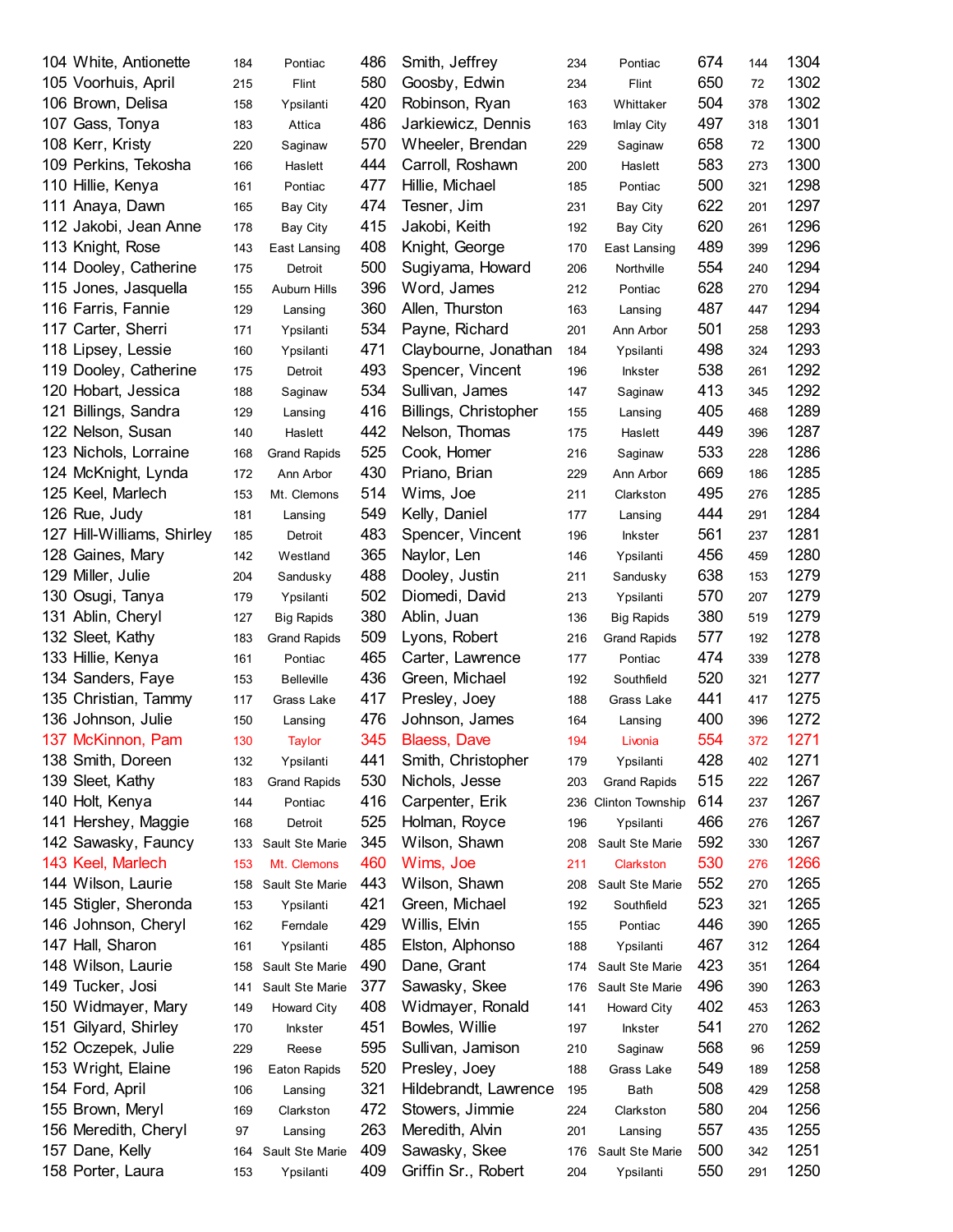| | | | | | | | | | |
|---|---|---|---|---|---|---|---|---|---|
| 104 White, Antionette | 184 | Pontiac | 486 | Smith, Jeffrey | 234 | Pontiac | 674 | 144 | 1304 |
| 105 Voorhuis, April | 215 | Flint | 580 | Goosby, Edwin | 234 | Flint | 650 | 72 | 1302 |
| 106 Brown, Delisa | 158 | Ypsilanti | 420 | Robinson, Ryan | 163 | Whittaker | 504 | 378 | 1302 |
| 107 Gass, Tonya | 183 | Attica | 486 | Jarkiewicz, Dennis | 163 | Imlay City | 497 | 318 | 1301 |
| 108 Kerr, Kristy | 220 | Saginaw | 570 | Wheeler, Brendan | 229 | Saginaw | 658 | 72 | 1300 |
| 109 Perkins, Tekosha | 166 | Haslett | 444 | Carroll, Roshawn | 200 | Haslett | 583 | 273 | 1300 |
| 110 Hillie, Kenya | 161 | Pontiac | 477 | Hillie, Michael | 185 | Pontiac | 500 | 321 | 1298 |
| 111 Anaya, Dawn | 165 | Bay City | 474 | Tesner, Jim | 231 | Bay City | 622 | 201 | 1297 |
| 112 Jakobi, Jean Anne | 178 | Bay City | 415 | Jakobi, Keith | 192 | Bay City | 620 | 261 | 1296 |
| 113 Knight, Rose | 143 | East Lansing | 408 | Knight, George | 170 | East Lansing | 489 | 399 | 1296 |
| 114 Dooley, Catherine | 175 | Detroit | 500 | Sugiyama, Howard | 206 | Northville | 554 | 240 | 1294 |
| 115 Jones, Jasquella | 155 | Auburn Hills | 396 | Word, James | 212 | Pontiac | 628 | 270 | 1294 |
| 116 Farris, Fannie | 129 | Lansing | 360 | Allen, Thurston | 163 | Lansing | 487 | 447 | 1294 |
| 117 Carter, Sherri | 171 | Ypsilanti | 534 | Payne, Richard | 201 | Ann Arbor | 501 | 258 | 1293 |
| 118 Lipsey, Lessie | 160 | Ypsilanti | 471 | Claybourne, Jonathan | 184 | Ypsilanti | 498 | 324 | 1293 |
| 119 Dooley, Catherine | 175 | Detroit | 493 | Spencer, Vincent | 196 | Inkster | 538 | 261 | 1292 |
| 120 Hobart, Jessica | 188 | Saginaw | 534 | Sullivan, James | 147 | Saginaw | 413 | 345 | 1292 |
| 121 Billings, Sandra | 129 | Lansing | 416 | Billings, Christopher | 155 | Lansing | 405 | 468 | 1289 |
| 122 Nelson, Susan | 140 | Haslett | 442 | Nelson, Thomas | 175 | Haslett | 449 | 396 | 1287 |
| 123 Nichols, Lorraine | 168 | Grand Rapids | 525 | Cook, Homer | 216 | Saginaw | 533 | 228 | 1286 |
| 124 McKnight, Lynda | 172 | Ann Arbor | 430 | Priano, Brian | 229 | Ann Arbor | 669 | 186 | 1285 |
| 125 Keel, Marlech | 153 | Mt. Clemons | 514 | Wims, Joe | 211 | Clarkston | 495 | 276 | 1285 |
| 126 Rue, Judy | 181 | Lansing | 549 | Kelly, Daniel | 177 | Lansing | 444 | 291 | 1284 |
| 127 Hill-Williams, Shirley | 185 | Detroit | 483 | Spencer, Vincent | 196 | Inkster | 561 | 237 | 1281 |
| 128 Gaines, Mary | 142 | Westland | 365 | Naylor, Len | 146 | Ypsilanti | 456 | 459 | 1280 |
| 129 Miller, Julie | 204 | Sandusky | 488 | Dooley, Justin | 211 | Sandusky | 638 | 153 | 1279 |
| 130 Osugi, Tanya | 179 | Ypsilanti | 502 | Diomedi, David | 213 | Ypsilanti | 570 | 207 | 1279 |
| 131 Ablin, Cheryl | 127 | Big Rapids | 380 | Ablin, Juan | 136 | Big Rapids | 380 | 519 | 1279 |
| 132 Sleet, Kathy | 183 | Grand Rapids | 509 | Lyons, Robert | 216 | Grand Rapids | 577 | 192 | 1278 |
| 133 Hillie, Kenya | 161 | Pontiac | 465 | Carter, Lawrence | 177 | Pontiac | 474 | 339 | 1278 |
| 134 Sanders, Faye | 153 | Belleville | 436 | Green, Michael | 192 | Southfield | 520 | 321 | 1277 |
| 135 Christian, Tammy | 117 | Grass Lake | 417 | Presley, Joey | 188 | Grass Lake | 441 | 417 | 1275 |
| 136 Johnson, Julie | 150 | Lansing | 476 | Johnson, James | 164 | Lansing | 400 | 396 | 1272 |
| 137 McKinnon, Pam | 130 | Taylor | 345 | Blaess, Dave | 194 | Livonia | 554 | 372 | 1271 |
| 138 Smith, Doreen | 132 | Ypsilanti | 441 | Smith, Christopher | 179 | Ypsilanti | 428 | 402 | 1271 |
| 139 Sleet, Kathy | 183 | Grand Rapids | 530 | Nichols, Jesse | 203 | Grand Rapids | 515 | 222 | 1267 |
| 140 Holt, Kenya | 144 | Pontiac | 416 | Carpenter, Erik | 236 | Clinton Township | 614 | 237 | 1267 |
| 141 Hershey, Maggie | 168 | Detroit | 525 | Holman, Royce | 196 | Ypsilanti | 466 | 276 | 1267 |
| 142 Sawasky, Fauncy | 133 | Sault Ste Marie | 345 | Wilson, Shawn | 208 | Sault Ste Marie | 592 | 330 | 1267 |
| 143 Keel, Marlech | 153 | Mt. Clemons | 460 | Wims, Joe | 211 | Clarkston | 530 | 276 | 1266 |
| 144 Wilson, Laurie | 158 | Sault Ste Marie | 443 | Wilson, Shawn | 208 | Sault Ste Marie | 552 | 270 | 1265 |
| 145 Stigler, Sheronda | 153 | Ypsilanti | 421 | Green, Michael | 192 | Southfield | 523 | 321 | 1265 |
| 146 Johnson, Cheryl | 162 | Ferndale | 429 | Willis, Elvin | 155 | Pontiac | 446 | 390 | 1265 |
| 147 Hall, Sharon | 161 | Ypsilanti | 485 | Elston, Alphonso | 188 | Ypsilanti | 467 | 312 | 1264 |
| 148 Wilson, Laurie | 158 | Sault Ste Marie | 490 | Dane, Grant | 174 | Sault Ste Marie | 423 | 351 | 1264 |
| 149 Tucker, Josi | 141 | Sault Ste Marie | 377 | Sawasky, Skee | 176 | Sault Ste Marie | 496 | 390 | 1263 |
| 150 Widmayer, Mary | 149 | Howard City | 408 | Widmayer, Ronald | 141 | Howard City | 402 | 453 | 1263 |
| 151 Gilyard, Shirley | 170 | Inkster | 451 | Bowles, Willie | 197 | Inkster | 541 | 270 | 1262 |
| 152 Oczepek, Julie | 229 | Reese | 595 | Sullivan, Jamison | 210 | Saginaw | 568 | 96 | 1259 |
| 153 Wright, Elaine | 196 | Eaton Rapids | 520 | Presley, Joey | 188 | Grass Lake | 549 | 189 | 1258 |
| 154 Ford, April | 106 | Lansing | 321 | Hildebrandt, Lawrence | 195 | Bath | 508 | 429 | 1258 |
| 155 Brown, Meryl | 169 | Clarkston | 472 | Stowers, Jimmie | 224 | Clarkston | 580 | 204 | 1256 |
| 156 Meredith, Cheryl | 97 | Lansing | 263 | Meredith, Alvin | 201 | Lansing | 557 | 435 | 1255 |
| 157 Dane, Kelly | 164 | Sault Ste Marie | 409 | Sawasky, Skee | 176 | Sault Ste Marie | 500 | 342 | 1251 |
| 158 Porter, Laura | 153 | Ypsilanti | 409 | Griffin Sr., Robert | 204 | Ypsilanti | 550 | 291 | 1250 |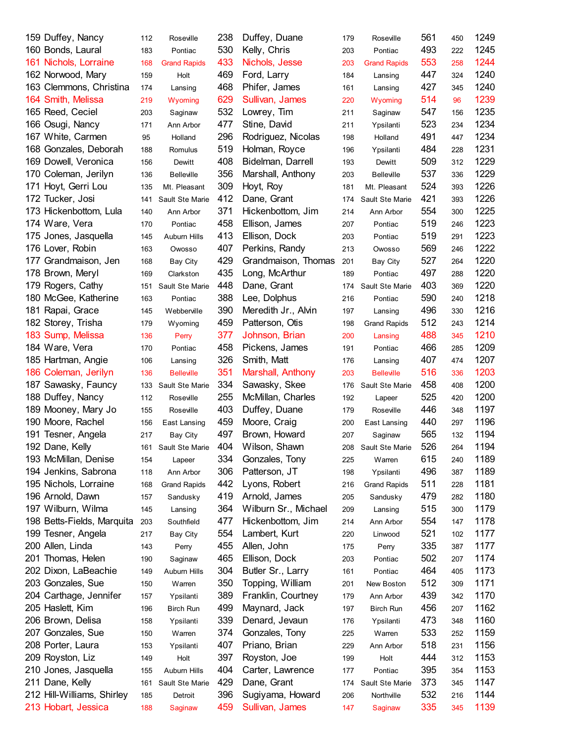| Rank | Name | Avg | City | Score | Name | Avg | City | Score | Hdcp | Total |
|---|---|---|---|---|---|---|---|---|---|---|
| 159 | Duffey, Nancy | 112 | Roseville | 238 | Duffey, Duane | 179 | Roseville | 561 | 450 | 1249 |
| 160 | Bonds, Laural | 183 | Pontiac | 530 | Kelly, Chris | 203 | Pontiac | 493 | 222 | 1245 |
| 161 | Nichols, Lorraine | 168 | Grand Rapids | 433 | Nichols, Jesse | 203 | Grand Rapids | 553 | 258 | 1244 |
| 162 | Norwood, Mary | 159 | Holt | 469 | Ford, Larry | 184 | Lansing | 447 | 324 | 1240 |
| 163 | Clemmons, Christina | 174 | Lansing | 468 | Phifer, James | 161 | Lansing | 427 | 345 | 1240 |
| 164 | Smith, Melissa | 219 | Wyoming | 629 | Sullivan, James | 220 | Wyoming | 514 | 96 | 1239 |
| 165 | Reed, Ceciel | 203 | Saginaw | 532 | Lowrey, Tim | 211 | Saginaw | 547 | 156 | 1235 |
| 166 | Osugi, Nancy | 171 | Ann Arbor | 477 | Stine, David | 211 | Ypsilanti | 523 | 234 | 1234 |
| 167 | White, Carmen | 95 | Holland | 296 | Rodriguez, Nicolas | 198 | Holland | 491 | 447 | 1234 |
| 168 | Gonzales, Deborah | 188 | Romulus | 519 | Holman, Royce | 196 | Ypsilanti | 484 | 228 | 1231 |
| 169 | Dowell, Veronica | 156 | Dewitt | 408 | Bidelman, Darrell | 193 | Dewitt | 509 | 312 | 1229 |
| 170 | Coleman, Jerilyn | 136 | Belleville | 356 | Marshall, Anthony | 203 | Belleville | 537 | 336 | 1229 |
| 171 | Hoyt, Gerri Lou | 135 | Mt. Pleasant | 309 | Hoyt, Roy | 181 | Mt. Pleasant | 524 | 393 | 1226 |
| 172 | Tucker, Josi | 141 | Sault Ste Marie | 412 | Dane, Grant | 174 | Sault Ste Marie | 421 | 393 | 1226 |
| 173 | Hickenbottom, Lula | 140 | Ann Arbor | 371 | Hickenbottom, Jim | 214 | Ann Arbor | 554 | 300 | 1225 |
| 174 | Ware, Vera | 170 | Pontiac | 458 | Ellison, James | 207 | Pontiac | 519 | 246 | 1223 |
| 175 | Jones, Jasquella | 145 | Auburn Hills | 413 | Ellison, Dock | 203 | Pontiac | 519 | 291 | 1223 |
| 176 | Lover, Robin | 163 | Owosso | 407 | Perkins, Randy | 213 | Owosso | 569 | 246 | 1222 |
| 177 | Grandmaison, Jen | 168 | Bay City | 429 | Grandmaison, Thomas | 201 | Bay City | 527 | 264 | 1220 |
| 178 | Brown, Meryl | 169 | Clarkston | 435 | Long, McArthur | 189 | Pontiac | 497 | 288 | 1220 |
| 179 | Rogers, Cathy | 151 | Sault Ste Marie | 448 | Dane, Grant | 174 | Sault Ste Marie | 403 | 369 | 1220 |
| 180 | McGee, Katherine | 163 | Pontiac | 388 | Lee, Dolphus | 216 | Pontiac | 590 | 240 | 1218 |
| 181 | Rapai, Grace | 145 | Webberville | 390 | Meredith Jr., Alvin | 197 | Lansing | 496 | 330 | 1216 |
| 182 | Storey, Trisha | 179 | Wyoming | 459 | Patterson, Otis | 198 | Grand Rapids | 512 | 243 | 1214 |
| 183 | Sump, Melissa | 136 | Perry | 377 | Johnson, Brian | 200 | Lansing | 488 | 345 | 1210 |
| 184 | Ware, Vera | 170 | Pontiac | 458 | Pickens, James | 191 | Pontiac | 466 | 285 | 1209 |
| 185 | Hartman, Angie | 106 | Lansing | 326 | Smith, Matt | 176 | Lansing | 407 | 474 | 1207 |
| 186 | Coleman, Jerilyn | 136 | Belleville | 351 | Marshall, Anthony | 203 | Belleville | 516 | 336 | 1203 |
| 187 | Sawasky, Fauncy | 133 | Sault Ste Marie | 334 | Sawasky, Skee | 176 | Sault Ste Marie | 458 | 408 | 1200 |
| 188 | Duffey, Nancy | 112 | Roseville | 255 | McMillan, Charles | 192 | Lapeer | 525 | 420 | 1200 |
| 189 | Mooney, Mary Jo | 155 | Roseville | 403 | Duffey, Duane | 179 | Roseville | 446 | 348 | 1197 |
| 190 | Moore, Rachel | 156 | East Lansing | 459 | Moore, Craig | 200 | East Lansing | 440 | 297 | 1196 |
| 191 | Tesner, Angela | 217 | Bay City | 497 | Brown, Howard | 207 | Saginaw | 565 | 132 | 1194 |
| 192 | Dane, Kelly | 161 | Sault Ste Marie | 404 | Wilson, Shawn | 208 | Sault Ste Marie | 526 | 264 | 1194 |
| 193 | McMillan, Denise | 154 | Lapeer | 334 | Gonzales, Tony | 225 | Warren | 615 | 240 | 1189 |
| 194 | Jenkins, Sabrona | 118 | Ann Arbor | 306 | Patterson, JT | 198 | Ypsilanti | 496 | 387 | 1189 |
| 195 | Nichols, Lorraine | 168 | Grand Rapids | 442 | Lyons, Robert | 216 | Grand Rapids | 511 | 228 | 1181 |
| 196 | Arnold, Dawn | 157 | Sandusky | 419 | Arnold, James | 205 | Sandusky | 479 | 282 | 1180 |
| 197 | Wilburn, Wilma | 145 | Lansing | 364 | Wilburn Sr., Michael | 209 | Lansing | 515 | 300 | 1179 |
| 198 | Betts-Fields, Marquita | 203 | Southfield | 477 | Hickenbottom, Jim | 214 | Ann Arbor | 554 | 147 | 1178 |
| 199 | Tesner, Angela | 217 | Bay City | 554 | Lambert, Kurt | 220 | Linwood | 521 | 102 | 1177 |
| 200 | Allen, Linda | 143 | Perry | 455 | Allen, John | 175 | Perry | 335 | 387 | 1177 |
| 201 | Thomas, Helen | 190 | Saginaw | 465 | Ellison, Dock | 203 | Pontiac | 502 | 207 | 1174 |
| 202 | Dixon, LaBeachie | 149 | Auburn Hills | 304 | Butler Sr., Larry | 161 | Pontiac | 464 | 405 | 1173 |
| 203 | Gonzales, Sue | 150 | Warren | 350 | Topping, William | 201 | New Boston | 512 | 309 | 1171 |
| 204 | Carthage, Jennifer | 157 | Ypsilanti | 389 | Franklin, Courtney | 179 | Ann Arbor | 439 | 342 | 1170 |
| 205 | Haslett, Kim | 196 | Birch Run | 499 | Maynard, Jack | 197 | Birch Run | 456 | 207 | 1162 |
| 206 | Brown, Delisa | 158 | Ypsilanti | 339 | Denard, Jevaun | 176 | Ypsilanti | 473 | 348 | 1160 |
| 207 | Gonzales, Sue | 150 | Warren | 374 | Gonzales, Tony | 225 | Warren | 533 | 252 | 1159 |
| 208 | Porter, Laura | 153 | Ypsilanti | 407 | Priano, Brian | 229 | Ann Arbor | 518 | 231 | 1156 |
| 209 | Royston, Liz | 149 | Holt | 397 | Royston, Joe | 199 | Holt | 444 | 312 | 1153 |
| 210 | Jones, Jasquella | 155 | Auburn Hills | 404 | Carter, Lawrence | 177 | Pontiac | 395 | 354 | 1153 |
| 211 | Dane, Kelly | 161 | Sault Ste Marie | 429 | Dane, Grant | 174 | Sault Ste Marie | 373 | 345 | 1147 |
| 212 | Hill-Williams, Shirley | 185 | Detroit | 396 | Sugiyama, Howard | 206 | Northville | 532 | 216 | 1144 |
| 213 | Hobart, Jessica | 188 | Saginaw | 459 | Sullivan, James | 147 | Saginaw | 335 | 345 | 1139 |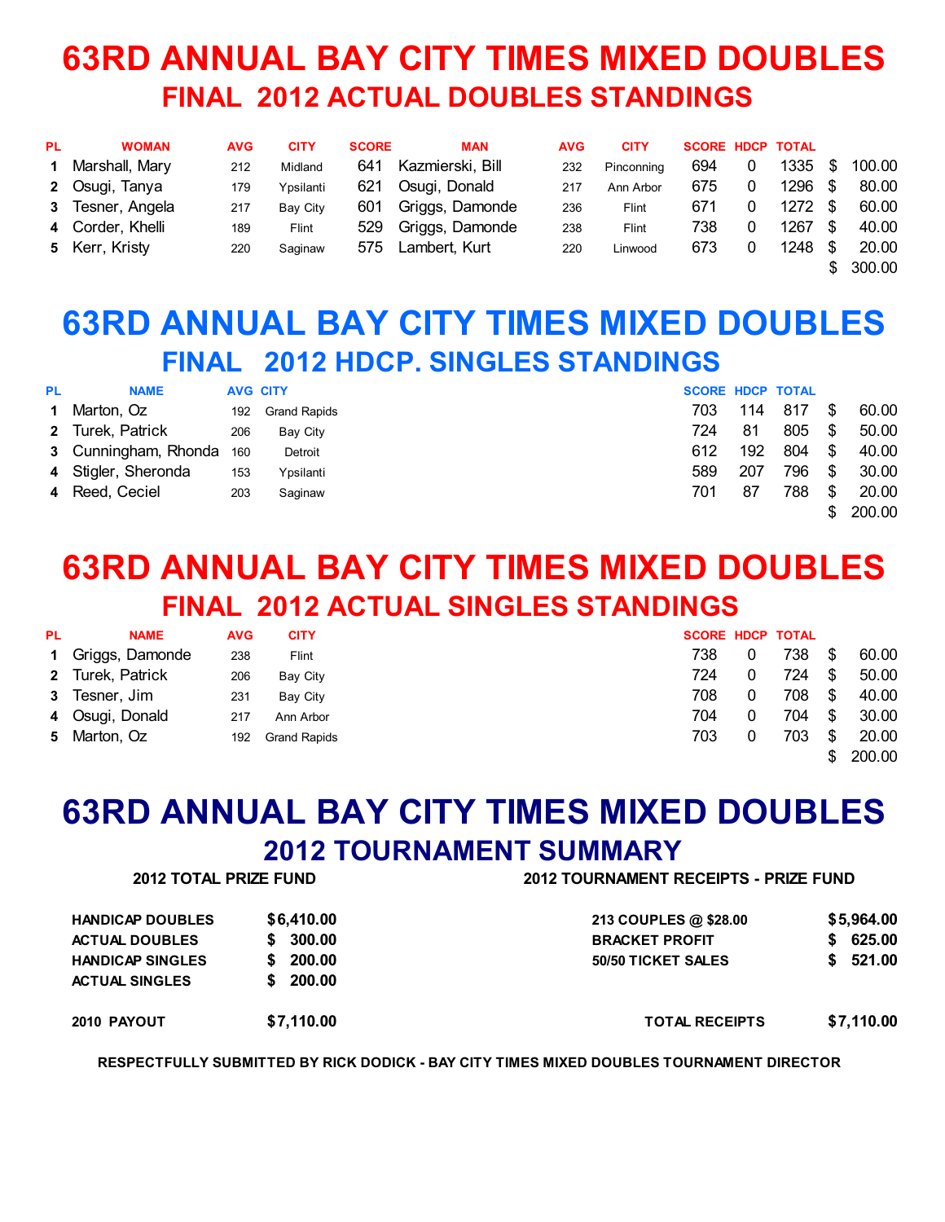# 63RD ANNUAL BAY CITY TIMES MIXED DOUBLES

## FINAL 2012 ACTUAL DOUBLES STANDINGS

| PL | WOMAN | AVG | CITY | SCORE | MAN | AVG | CITY | SCORE | HDCP | TOTAL | |
|---|---|---|---|---|---|---|---|---|---|---|---|
| 1 | Marshall, Mary | 212 | Midland | 641 | Kazmierski, Bill | 232 | Pinconning | 694 | 0 | 1335 | $ 100.00 |
| 2 | Osugi, Tanya | 179 | Ypsilanti | 621 | Osugi, Donald | 217 | Ann Arbor | 675 | 0 | 1296 | $ 80.00 |
| 3 | Tesner, Angela | 217 | Bay City | 601 | Griggs, Damonde | 236 | Flint | 671 | 0 | 1272 | $ 60.00 |
| 4 | Corder, Khelli | 189 | Flint | 529 | Griggs, Damonde | 238 | Flint | 738 | 0 | 1267 | $ 40.00 |
| 5 | Kerr, Kristy | 220 | Saginaw | 575 | Lambert, Kurt | 220 | Linwood | 673 | 0 | 1248 | $ 20.00 |
| | | | | | | | | | | | $ 300.00 |

# 63RD ANNUAL BAY CITY TIMES MIXED DOUBLES

## FINAL 2012 HDCP. SINGLES STANDINGS

| PL | NAME | AVG | CITY | SCORE | HDCP | TOTAL | |
|---|---|---|---|---|---|---|---|
| 1 | Marton, Oz | 192 | Grand Rapids | 703 | 114 | 817 | $ 60.00 |
| 2 | Turek, Patrick | 206 | Bay City | 724 | 81 | 805 | $ 50.00 |
| 3 | Cunningham, Rhonda | 160 | Detroit | 612 | 192 | 804 | $ 40.00 |
| 4 | Stigler, Sheronda | 153 | Ypsilanti | 589 | 207 | 796 | $ 30.00 |
| 4 | Reed, Ceciel | 203 | Saginaw | 701 | 87 | 788 | $ 20.00 |
| | | | | | | | $ 200.00 |

# 63RD ANNUAL BAY CITY TIMES MIXED DOUBLES

## FINAL 2012 ACTUAL SINGLES STANDINGS

| PL | NAME | AVG | CITY | SCORE | HDCP | TOTAL | |
|---|---|---|---|---|---|---|---|
| 1 | Griggs, Damonde | 238 | Flint | 738 | 0 | 738 | $ 60.00 |
| 2 | Turek, Patrick | 206 | Bay City | 724 | 0 | 724 | $ 50.00 |
| 3 | Tesner, Jim | 231 | Bay City | 708 | 0 | 708 | $ 40.00 |
| 4 | Osugi, Donald | 217 | Ann Arbor | 704 | 0 | 704 | $ 30.00 |
| 5 | Marton, Oz | 192 | Grand Rapids | 703 | 0 | 703 | $ 20.00 |
| | | | | | | | $ 200.00 |

# 63RD ANNUAL BAY CITY TIMES MIXED DOUBLES

## 2012 TOURNAMENT SUMMARY

| 2012 TOTAL PRIZE FUND | | 2012 TOURNAMENT RECEIPTS - PRIZE FUND | |
|---|---|---|---|
| HANDICAP DOUBLES | $6,410.00 | 213 COUPLES @ $28.00 | $5,964.00 |
| ACTUAL DOUBLES | $ 300.00 | BRACKET PROFIT | $ 625.00 |
| HANDICAP SINGLES | $ 200.00 | 50/50 TICKET SALES | $ 521.00 |
| ACTUAL SINGLES | $ 200.00 | | |
| 2010 PAYOUT | $7,110.00 | TOTAL RECEIPTS | $7,110.00 |

**RESPECTFULLY SUBMITTED BY RICK DODICK - BAY CITY TIMES MIXED DOUBLES TOURNAMENT DIRECTOR**